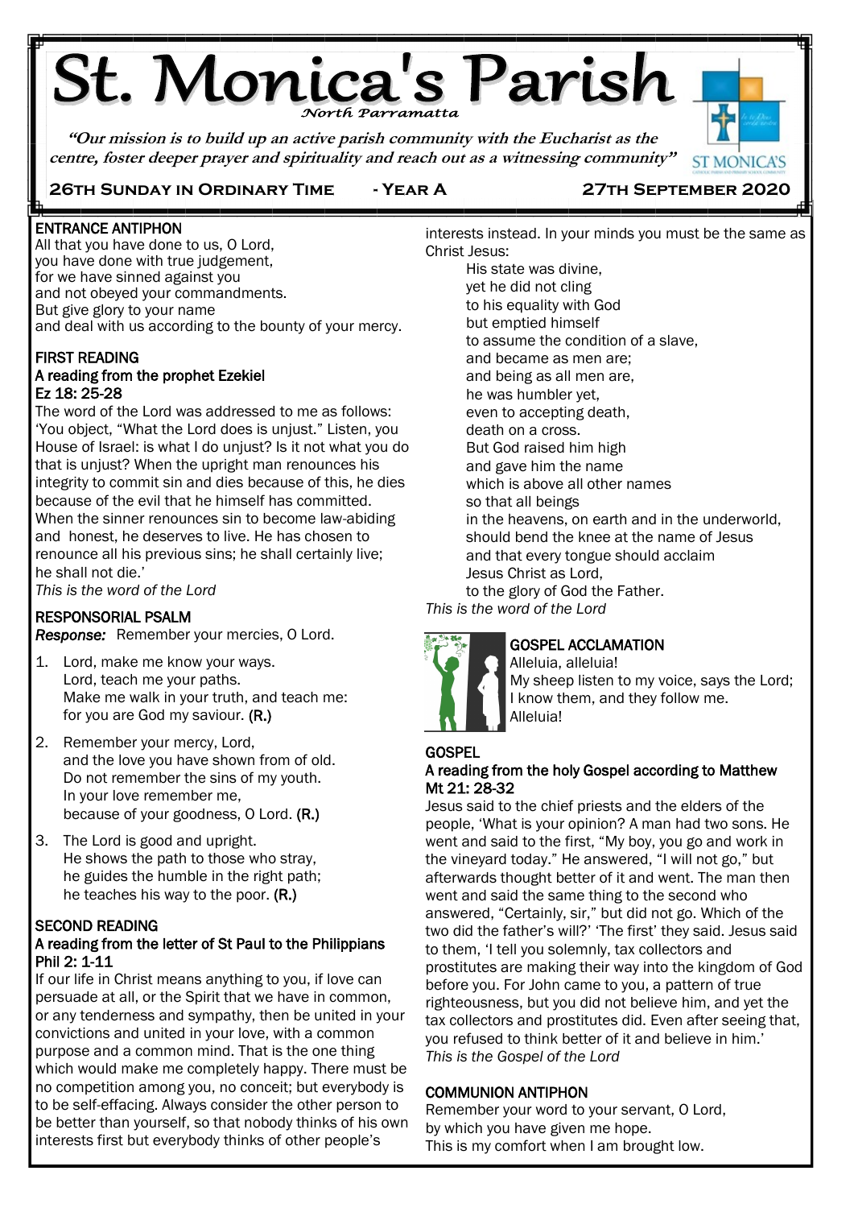# St. Monica's Parish

*North Parramatta*

*"Our mission is to build up an active parish community with the Eucharist as the centre, foster deeper prayer and spirituality and reach out as a witnessing community"*

ST MONICA'S

**26TH SUNDAY IN ORDINARY TIME - YEAR A 27TH SEPTEMBER 2020**

## ENTRANCE ANTIPHON

All that you have done to us, O Lord,
you have done with true judgement,
for we have sinned against you
and not obeyed your commandments.
But give glory to your name
and deal with us according to the bounty of your mercy.

## FIRST READING

**A reading from the prophet Ezekiel**
**Ez 18: 25-28**

The word of the Lord was addressed to me as follows: 'You object, "What the Lord does is unjust." Listen, you House of Israel: is what I do unjust? Is it not what you do that is unjust? When the upright man renounces his integrity to commit sin and dies because of this, he dies because of the evil that he himself has committed. When the sinner renounces sin to become law-abiding and honest, he deserves to live. He has chosen to renounce all his previous sins; he shall certainly live; he shall not die.'

*This is the word of the Lord*

## RESPONSORIAL PSALM

***Response:*** Remember your mercies, O Lord.

1. Lord, make me know your ways.
   Lord, teach me your paths.
   Make me walk in your truth, and teach me:
   for you are God my saviour. **(R.)**

2. Remember your mercy, Lord,
   and the love you have shown from of old.
   Do not remember the sins of my youth.
   In your love remember me,
   because of your goodness, O Lord. **(R.)**

3. The Lord is good and upright.
   He shows the path to those who stray,
   he guides the humble in the right path;
   he teaches his way to the poor. **(R.)**

## SECOND READING

**A reading from the letter of St Paul to the Philippians**
**Phil 2: 1-11**

If our life in Christ means anything to you, if love can persuade at all, or the Spirit that we have in common, or any tenderness and sympathy, then be united in your convictions and united in your love, with a common purpose and a common mind. That is the one thing which would make me completely happy. There must be no competition among you, no conceit; but everybody is to be self-effacing. Always consider the other person to be better than yourself, so that nobody thinks of his own interests first but everybody thinks of other people's interests instead. In your minds you must be the same as Christ Jesus:

His state was divine,
yet he did not cling
to his equality with God
but emptied himself
to assume the condition of a slave,
and became as men are;
and being as all men are,
he was humbler yet,
even to accepting death,
death on a cross.
But God raised him high
and gave him the name
which is above all other names
so that all beings
in the heavens, on earth and in the underworld,
should bend the knee at the name of Jesus
and that every tongue should acclaim
Jesus Christ as Lord,
to the glory of God the Father.

*This is the word of the Lord*

## GOSPEL ACCLAMATION

Alleluia, alleluia!
My sheep listen to my voice, says the Lord;
I know them, and they follow me.
Alleluia!

## GOSPEL

**A reading from the holy Gospel according to Matthew**
**Mt 21: 28-32**

Jesus said to the chief priests and the elders of the people, 'What is your opinion? A man had two sons. He went and said to the first, "My boy, you go and work in the vineyard today." He answered, "I will not go," but afterwards thought better of it and went. The man then went and said the same thing to the second who answered, "Certainly, sir," but did not go. Which of the two did the father's will?' 'The first' they said. Jesus said to them, 'I tell you solemnly, tax collectors and prostitutes are making their way into the kingdom of God before you. For John came to you, a pattern of true righteousness, but you did not believe him, and yet the tax collectors and prostitutes did. Even after seeing that, you refused to think better of it and believe in him.'

*This is the Gospel of the Lord*

## COMMUNION ANTIPHON

Remember your word to your servant, O Lord,
by which you have given me hope.
This is my comfort when I am brought low.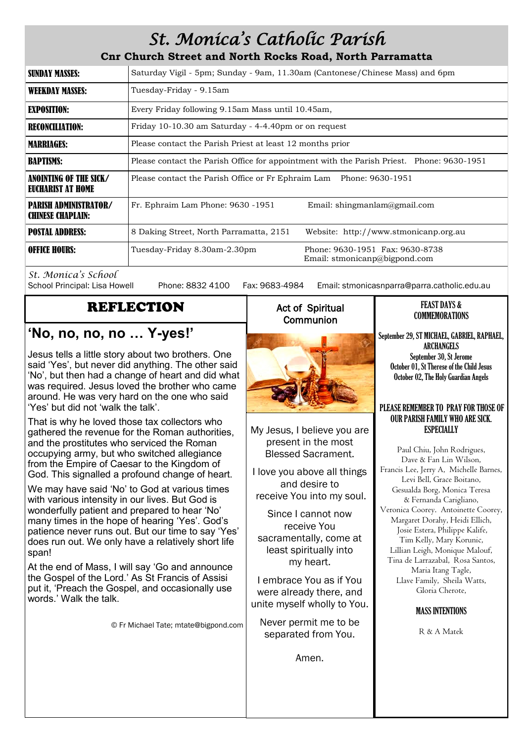# St. Monica's Catholic Parish

**Cnr Church Street and North Rocks Road, North Parramatta**

| | |
|---|---|
| **SUNDAY MASSES:** | Saturday Vigil - 5pm; Sunday - 9am, 11.30am (Cantonese/Chinese Mass) and 6pm |
| **WEEKDAY MASSES:** | Tuesday-Friday - 9.15am |
| **EXPOSITION:** | Every Friday following 9.15am Mass until 10.45am, |
| **RECONCILIATION:** | Friday 10-10.30 am Saturday - 4-4.40pm or on request |
| **MARRIAGES:** | Please contact the Parish Priest at least 12 months prior |
| **BAPTISMS:** | Please contact the Parish Office for appointment with the Parish Priest. Phone: 9630-1951 |
| **ANOINTING OF THE SICK/ EUCHARIST AT HOME** | Please contact the Parish Office or Fr Ephraim Lam Phone: 9630-1951 |
| **PARISH ADMINISTRATOR/ CHINESE CHAPLAIN:** | Fr. Ephraim Lam Phone: 9630 -1951 Email: shingmanlam@gmail.com |
| **POSTAL ADDRESS:** | 8 Daking Street, North Parramatta, 2151 Website: http://www.stmonicanp.org.au |
| **OFFICE HOURS:** | Tuesday-Friday 8.30am-2.30pm Phone: 9630-1951 Fax: 9630-8738 Email: stmonicanp@bigpond.com |

*St. Monica's School*

School Principal: Lisa Howell Phone: 8832 4100 Fax: 9683-4984 Email: stmonicasnparra@parra.catholic.edu.au

## REFLECTION

### 'No, no, no, no … Y-yes!'

Jesus tells a little story about two brothers. One said 'Yes', but never did anything. The other said 'No', but then had a change of heart and did what was required. Jesus loved the brother who came around. He was very hard on the one who said 'Yes' but did not 'walk the talk'.

That is why he loved those tax collectors who gathered the revenue for the Roman authorities, and the prostitutes who serviced the Roman occupying army, but who switched allegiance from the Empire of Caesar to the Kingdom of God. This signalled a profound change of heart.

We may have said 'No' to God at various times with various intensity in our lives. But God is wonderfully patient and prepared to hear 'No' many times in the hope of hearing 'Yes'. God's patience never runs out. But our time to say 'Yes' does run out. We only have a relatively short life span!

At the end of Mass, I will say 'Go and announce the Gospel of the Lord.' As St Francis of Assisi put it, 'Preach the Gospel, and occasionally use words.' Walk the talk.

© Fr Michael Tate; mtate@bigpond.com

## Act of Spiritual Communion

My Jesus, I believe you are present in the most Blessed Sacrament.

I love you above all things and desire to receive You into my soul.

Since I cannot now receive You sacramentally, come at least spiritually into my heart.

I embrace You as if You were already there, and unite myself wholly to You.

Never permit me to be separated from You.

Amen.

## FEAST DAYS & COMMEMORATIONS

September 29, ST MICHAEL, GABRIEL, RAPHAEL, ARCHANGELS
September 30, St Jerome
October 01, St Therese of the Child Jesus
October 02, The Holy Guardian Angels

## PLEASE REMEMBER TO PRAY FOR THOSE OF OUR PARISH FAMILY WHO ARE SICK. ESPECIALLY

Paul Chiu, John Rodrigues, Dave & Fan Lin Wilson, Francis Lee, Jerry A, Michelle Barnes, Levi Bell, Grace Boitano, Gesualda Borg, Monica Teresa & Fernanda Carigliano, Veronica Coorey. Antoinette Coorey, Margaret Dorahy, Heidi Ellich, Josie Estera, Philippe Kalife, Tim Kelly, Mary Korunic, Lillian Leigh, Monique Malouf, Tina de Larrazabal, Rosa Santos, Maria Itang Tagle, Llave Family, Sheila Watts, Gloria Cherote,

## MASS INTENTIONS

R & A Matek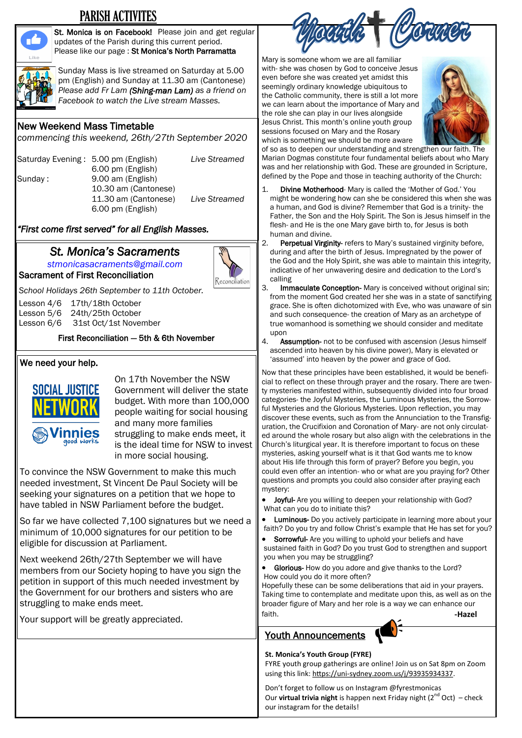# PARISH ACTIVITES

**St. Monica is on Facebook!** Please join and get regular updates of the Parish during this current period. Please like our page : **St Monica's North Parramatta**

Sunday Mass is live streamed on Saturday at 5.00 pm (English) and Sunday at 11.30 am (Cantonese) *Please add Fr Lam **(Shing-man Lam)** as a friend on Facebook to watch the Live stream Masses.*

## New Weekend Mass Timetable

*commencing this weekend, 26th/27th September 2020*

| | | |
|---|---|---|
| Saturday Evening : | 5.00 pm (English) | *Live Streamed* |
| | 6.00 pm (English) | |
| Sunday : | 9.00 am (English) | |
| | 10.30 am (Cantonese) | |
| | 11.30 am (Cantonese) | *Live Streamed* |
| | 6.00 pm (English) | |

*"First come first served" for all English Masses.*

## *St. Monica's Sacraments*

*stmonicasacraments@gmail.com*

**Sacrament of First Reconciliation**

*School Holidays 26th September to 11th October.*

Lesson 4/6 17th/18th October
Lesson 5/6 24th/25th October
Lesson 6/6 31st Oct/1st November

**First Reconciliation — 5th & 6th November**

## We need your help.

SOCIAL JUSTICE NETWORK
Vinnies good works

On 17th November the NSW Government will deliver the state budget. With more than 100,000 people waiting for social housing and many more families struggling to make ends meet, it is the ideal time for NSW to invest in more social housing.

To convince the NSW Government to make this much needed investment, St Vincent De Paul Society will be seeking your signatures on a petition that we hope to have tabled in NSW Parliament before the budget.

So far we have collected 7,100 signatures but we need a minimum of 10,000 signatures for our petition to be eligible for discussion at Parliament.

Next weekend 26th/27th September we will have members from our Society hoping to have you sign the petition in support of this much needed investment by the Government for our brothers and sisters who are struggling to make ends meet.

Your support will be greatly appreciated.

# Youth Corner

Mary is someone whom we are all familiar with- she was chosen by God to conceive Jesus even before she was created yet amidst this seemingly ordinary knowledge ubiquitous to the Catholic community, there is still a lot more we can learn about the importance of Mary and the role she can play in our lives alongside Jesus Christ. This month's online youth group sessions focused on Mary and the Rosary which is something we should be more aware of so as to deepen our understanding and strengthen our faith. The Marian Dogmas constitute four fundamental beliefs about who Mary was and her relationship with God. These are grounded in Scripture, defined by the Pope and those in teaching authority of the Church:

1. **Divine Motherhood**- Mary is called the 'Mother of God.' You might be wondering how can she be considered this when she was a human, and God is divine? Remember that God is a trinity- the Father, the Son and the Holy Spirit. The Son is Jesus himself in the flesh- and He is the one Mary gave birth to, for Jesus is both human and divine.
2. **Perpetual Virginity**- refers to Mary's sustained virginity before, during and after the birth of Jesus. Impregnated by the power of the God and the Holy Spirit, she was able to maintain this integrity, indicative of her unwavering desire and dedication to the Lord's calling
3. **Immaculate Conception**- Mary is conceived without original sin; from the moment God created her she was in a state of sanctifying grace. She is often dichotomized with Eve, who was unaware of sin and such consequence- the creation of Mary as an archetype of true womanhood is something we should consider and meditate upon
4. **Assumption**- not to be confused with ascension (Jesus himself ascended into heaven by his divine power), Mary is elevated or 'assumed' into heaven by the power and grace of God.

Now that these principles have been established, it would be beneficial to reflect on these through prayer and the rosary. There are twenty mysteries manifested within, subsequently divided into four broad categories- the Joyful Mysteries, the Luminous Mysteries, the Sorrowful Mysteries and the Glorious Mysteries. Upon reflection, you may discover these events, such as from the Annunciation to the Transfiguration, the Crucifixion and Coronation of Mary- are not only circulated around the whole rosary but also align with the celebrations in the Church's liturgical year. It is therefore important to focus on these mysteries, asking yourself what is it that God wants me to know about His life through this form of prayer? Before you begin, you could even offer an intention- who or what are you praying for? Other questions and prompts you could also consider after praying each mystery:

- **Joyful**- Are you willing to deepen your relationship with God? What can you do to initiate this?
- **Luminous**- Do you actively participate in learning more about your faith? Do you try and follow Christ's example that He has set for you?
- **Sorrowful**- Are you willing to uphold your beliefs and have sustained faith in God? Do you trust God to strengthen and support you when you may be struggling?
- **Glorious**- How do you adore and give thanks to the Lord? How could you do it more often?

Hopefully these can be some deliberations that aid in your prayers. Taking time to contemplate and meditate upon this, as well as on the broader figure of Mary and her role is a way we can enhance our faith.

**-Hazel**

## Youth Announcements

**St. Monica's Youth Group (FYRE)**

FYRE youth group gatherings are online! Join us on Sat 8pm on Zoom using this link: https://uni-sydney.zoom.us/j/93935934337.

Don't forget to follow us on Instagram @fyrestmonicas
Our **virtual trivia night** is happen next Friday night (2nd Oct) – check our instagram for the details!